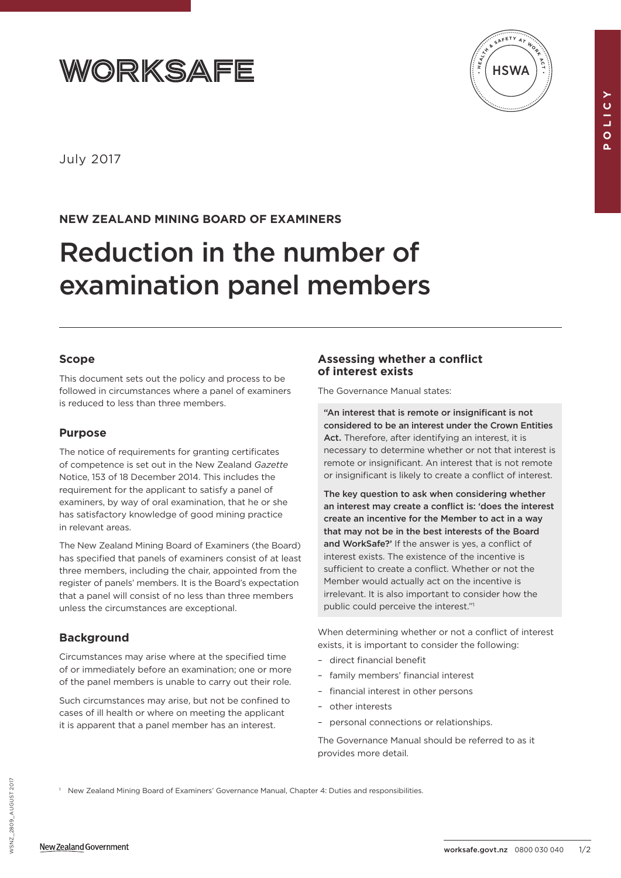WORKSAFE

July 2017

**NEW ZEALAND MINING BOARD OF EXAMINERS**

# Reduction in the number of examination panel members

## Scope

This document sets out the policy and process to be followed in circumstances where a panel of examiners is reduced to less than three members.

## Purpose

The notice of requirements for granting certificates of competence is set out in the New Zealand *Gazette* Notice, 153 of 18 December 2014. This includes the requirement for the applicant to satisfy a panel of examiners, by way of oral examination, that he or she has satisfactory knowledge of good mining practice in relevant areas.

The New Zealand Mining Board of Examiners (the Board) has specified that panels of examiners consist of at least three members, including the chair, appointed from the register of panels' members. It is the Board's expectation that a panel will consist of no less than three members unless the circumstances are exceptional.

## Background

Circumstances may arise where at the specified time of or immediately before an examination; one or more of the panel members is unable to carry out their role.

Such circumstances may arise, but not be confined to cases of ill health or where on meeting the applicant it is apparent that a panel member has an interest.

## Assessing whether a conflict of interest exists

The Governance Manual states:

> **"An interest that is remote or insignificant is not considered to be an interest under the Crown Entities Act.** Therefore, after identifying an interest, it is necessary to determine whether or not that interest is remote or insignificant. An interest that is not remote or insignificant is likely to create a conflict of interest.
>
> **The key question to ask when considering whether an interest may create a conflict is: 'does the interest create an incentive for the Member to act in a way that may not be in the best interests of the Board and WorkSafe?'** If the answer is yes, a conflict of interest exists. The existence of the incentive is sufficient to create a conflict. Whether or not the Member would actually act on the incentive is irrelevant. It is also important to consider how the public could perceive the interest."[1]

When determining whether or not a conflict of interest exists, it is important to consider the following:

- direct financial benefit
- family members' financial interest
- financial interest in other persons
- other interests
- personal connections or relationships.

The Governance Manual should be referred to as it provides more detail.

[1] New Zealand Mining Board of Examiners' Governance Manual, Chapter 4: Duties and responsibilities.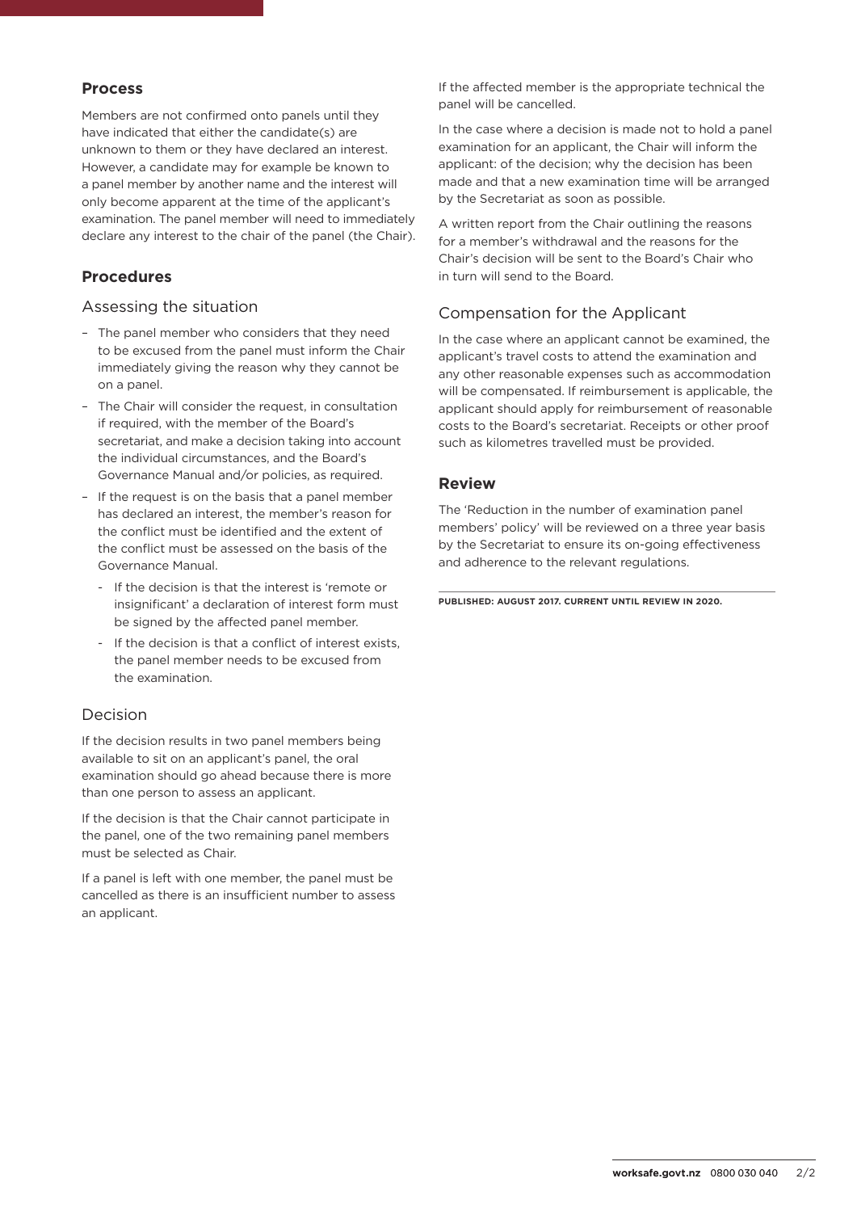## Process

Members are not confirmed onto panels until they have indicated that either the candidate(s) are unknown to them or they have declared an interest. However, a candidate may for example be known to a panel member by another name and the interest will only become apparent at the time of the applicant's examination. The panel member will need to immediately declare any interest to the chair of the panel (the Chair).

## Procedures

### Assessing the situation

- The panel member who considers that they need to be excused from the panel must inform the Chair immediately giving the reason why they cannot be on a panel.
- The Chair will consider the request, in consultation if required, with the member of the Board's secretariat, and make a decision taking into account the individual circumstances, and the Board's Governance Manual and/or policies, as required.
- If the request is on the basis that a panel member has declared an interest, the member's reason for the conflict must be identified and the extent of the conflict must be assessed on the basis of the Governance Manual.
  - If the decision is that the interest is 'remote or insignificant' a declaration of interest form must be signed by the affected panel member.
  - If the decision is that a conflict of interest exists, the panel member needs to be excused from the examination.

### Decision

If the decision results in two panel members being available to sit on an applicant's panel, the oral examination should go ahead because there is more than one person to assess an applicant.

If the decision is that the Chair cannot participate in the panel, one of the two remaining panel members must be selected as Chair.

If a panel is left with one member, the panel must be cancelled as there is an insufficient number to assess an applicant.

If the affected member is the appropriate technical the panel will be cancelled.

In the case where a decision is made not to hold a panel examination for an applicant, the Chair will inform the applicant: of the decision; why the decision has been made and that a new examination time will be arranged by the Secretariat as soon as possible.

A written report from the Chair outlining the reasons for a member's withdrawal and the reasons for the Chair's decision will be sent to the Board's Chair who in turn will send to the Board.

### Compensation for the Applicant

In the case where an applicant cannot be examined, the applicant's travel costs to attend the examination and any other reasonable expenses such as accommodation will be compensated. If reimbursement is applicable, the applicant should apply for reimbursement of reasonable costs to the Board's secretariat. Receipts or other proof such as kilometres travelled must be provided.

## Review

The 'Reduction in the number of examination panel members' policy' will be reviewed on a three year basis by the Secretariat to ensure its on-going effectiveness and adherence to the relevant regulations.

**PUBLISHED: AUGUST 2017. CURRENT UNTIL REVIEW IN 2020.**